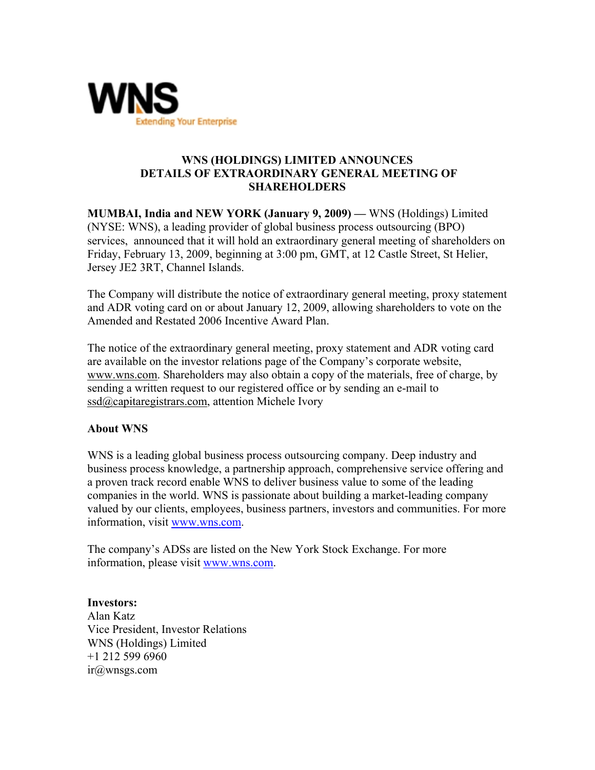WNS

Extending Your Enterprise

# WNS (HOLDINGS) LIMITED ANNOUNCES DETAILS OF EXTRAORDINARY GENERAL MEETING OF SHAREHOLDERS

**MUMBAI, India and NEW YORK (January 9, 2009) —** WNS (Holdings) Limited (NYSE: WNS), a leading provider of global business process outsourcing (BPO) services, announced that it will hold an extraordinary general meeting of shareholders on Friday, February 13, 2009, beginning at 3:00 pm, GMT, at 12 Castle Street, St Helier, Jersey JE2 3RT, Channel Islands.

The Company will distribute the notice of extraordinary general meeting, proxy statement and ADR voting card on or about January 12, 2009, allowing shareholders to vote on the Amended and Restated 2006 Incentive Award Plan.

The notice of the extraordinary general meeting, proxy statement and ADR voting card are available on the investor relations page of the Company's corporate website, www.wns.com. Shareholders may also obtain a copy of the materials, free of charge, by sending a written request to our registered office or by sending an e-mail to ssd@capitaregistrars.com, attention Michele Ivory

**About WNS**

WNS is a leading global business process outsourcing company. Deep industry and business process knowledge, a partnership approach, comprehensive service offering and a proven track record enable WNS to deliver business value to some of the leading companies in the world. WNS is passionate about building a market-leading company valued by our clients, employees, business partners, investors and communities. For more information, visit www.wns.com.

The company's ADSs are listed on the New York Stock Exchange. For more information, please visit www.wns.com.

**Investors:**
Alan Katz
Vice President, Investor Relations
WNS (Holdings) Limited
+1 212 599 6960
ir@wnsgs.com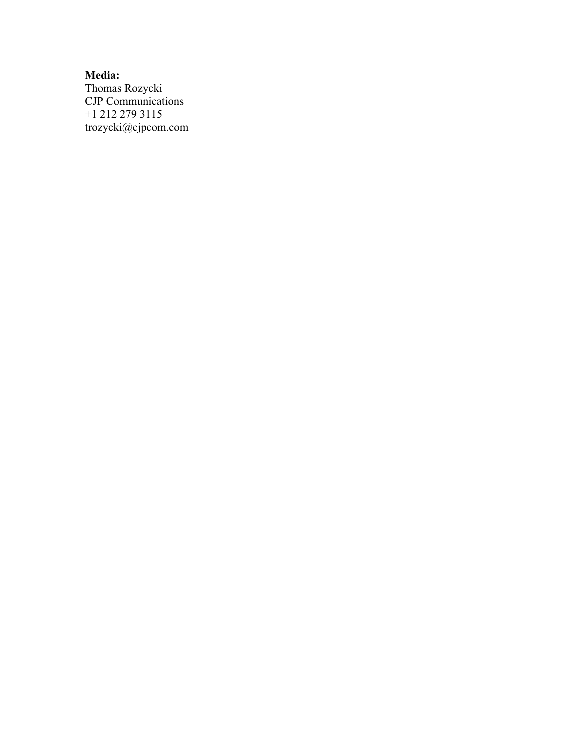**Media:**
Thomas Rozycki
CJP Communications
+1 212 279 3115
trozycki@cjpcom.com